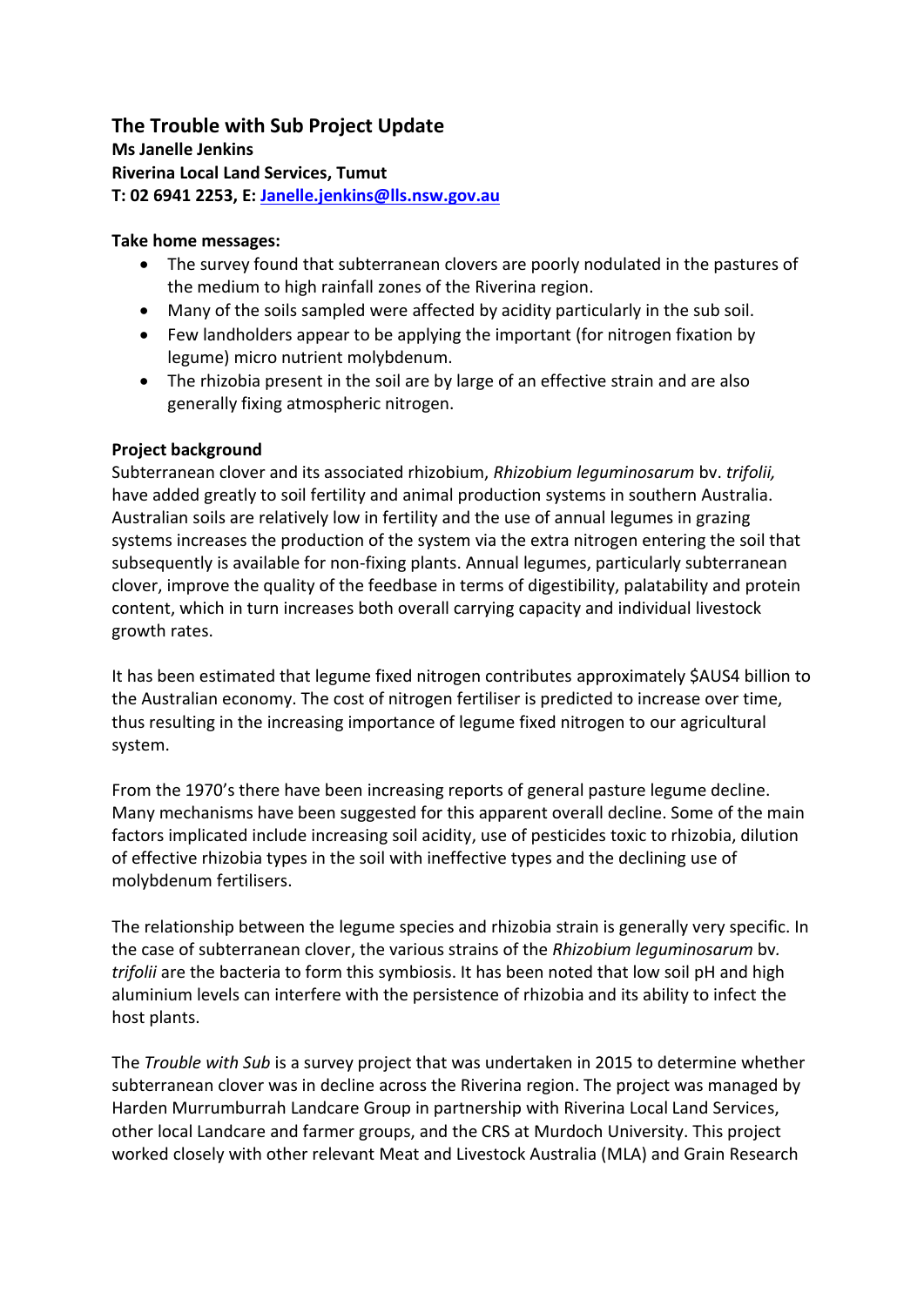## The Trouble with Sub Project Update

**Ms Janelle Jenkins**
**Riverina Local Land Services, Tumut**
**T: 02 6941 2253, E: [Janelle.jenkins@lls.nsw.gov.au](mailto:Janelle.jenkins@lls.nsw.gov.au)**

**Take home messages:**

- The survey found that subterranean clovers are poorly nodulated in the pastures of the medium to high rainfall zones of the Riverina region.
- Many of the soils sampled were affected by acidity particularly in the sub soil.
- Few landholders appear to be applying the important (for nitrogen fixation by legume) micro nutrient molybdenum.
- The rhizobia present in the soil are by large of an effective strain and are also generally fixing atmospheric nitrogen.

**Project background**

Subterranean clover and its associated rhizobium, *Rhizobium leguminosarum* bv. *trifolii,* have added greatly to soil fertility and animal production systems in southern Australia. Australian soils are relatively low in fertility and the use of annual legumes in grazing systems increases the production of the system via the extra nitrogen entering the soil that subsequently is available for non-fixing plants. Annual legumes, particularly subterranean clover, improve the quality of the feedbase in terms of digestibility, palatability and protein content, which in turn increases both overall carrying capacity and individual livestock growth rates.

It has been estimated that legume fixed nitrogen contributes approximately $AUS4 billion to the Australian economy. The cost of nitrogen fertiliser is predicted to increase over time, thus resulting in the increasing importance of legume fixed nitrogen to our agricultural system.

From the 1970's there have been increasing reports of general pasture legume decline. Many mechanisms have been suggested for this apparent overall decline. Some of the main factors implicated include increasing soil acidity, use of pesticides toxic to rhizobia, dilution of effective rhizobia types in the soil with ineffective types and the declining use of molybdenum fertilisers.

The relationship between the legume species and rhizobia strain is generally very specific. In the case of subterranean clover, the various strains of the *Rhizobium leguminosarum* bv. *trifolii* are the bacteria to form this symbiosis. It has been noted that low soil pH and high aluminium levels can interfere with the persistence of rhizobia and its ability to infect the host plants.

The *Trouble with Sub* is a survey project that was undertaken in 2015 to determine whether subterranean clover was in decline across the Riverina region. The project was managed by Harden Murrumburrah Landcare Group in partnership with Riverina Local Land Services, other local Landcare and farmer groups, and the CRS at Murdoch University. This project worked closely with other relevant Meat and Livestock Australia (MLA) and Grain Research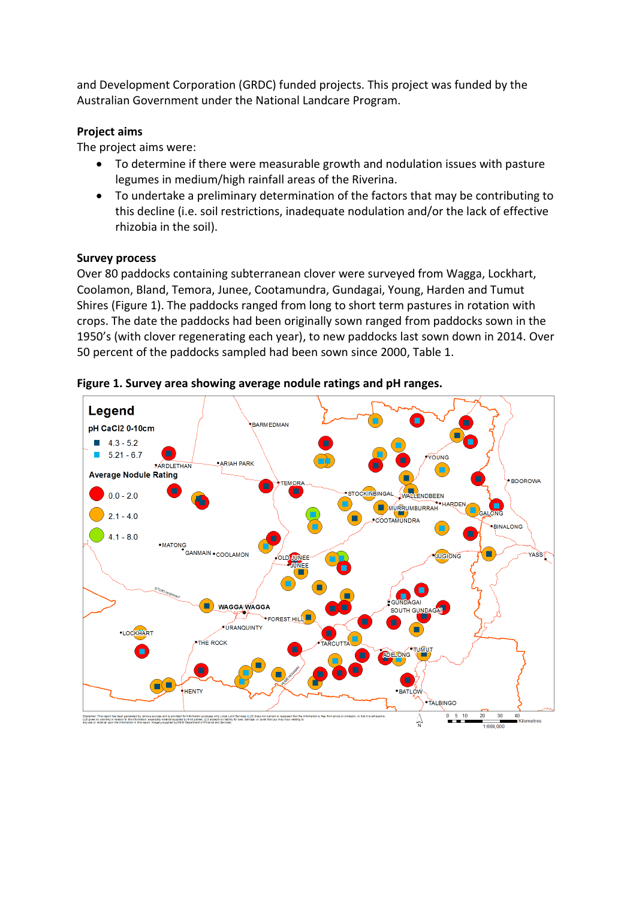and Development Corporation (GRDC) funded projects. This project was funded by the Australian Government under the National Landcare Program.

**Project aims**

The project aims were:

- To determine if there were measurable growth and nodulation issues with pasture legumes in medium/high rainfall areas of the Riverina.
- To undertake a preliminary determination of the factors that may be contributing to this decline (i.e. soil restrictions, inadequate nodulation and/or the lack of effective rhizobia in the soil).

**Survey process**

Over 80 paddocks containing subterranean clover were surveyed from Wagga, Lockhart, Coolamon, Bland, Temora, Junee, Cootamundra, Gundagai, Young, Harden and Tumut Shires (Figure 1). The paddocks ranged from long to short term pastures in rotation with crops. The date the paddocks had been originally sown ranged from paddocks sown in the 1950's (with clover regenerating each year), to new paddocks last sown down in 2014. Over 50 percent of the paddocks sampled had been sown since 2000, Table 1.

**Figure 1. Survey area showing average nodule ratings and pH ranges.**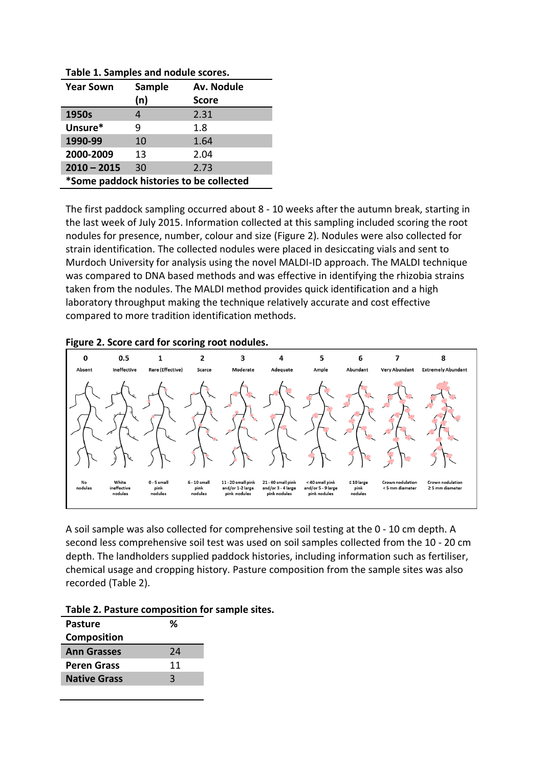**Table 1. Samples and nodule scores.**

| Year Sown | Sample (n) | Av. Nodule Score |
|---|---|---|
| 1950s | 4 | 2.31 |
| Unsure* | 9 | 1.8 |
| 1990-99 | 10 | 1.64 |
| 2000-2009 | 13 | 2.04 |
| 2010 – 2015 | 30 | 2.73 |

*Some paddock histories to be collected

The first paddock sampling occurred about 8 - 10 weeks after the autumn break, starting in the last week of July 2015. Information collected at this sampling included scoring the root nodules for presence, number, colour and size (Figure 2). Nodules were also collected for strain identification. The collected nodules were placed in desiccating vials and sent to Murdoch University for analysis using the novel MALDI-ID approach. The MALDI technique was compared to DNA based methods and was effective in identifying the rhizobia strains taken from the nodules. The MALDI method provides quick identification and a high laboratory throughput making the technique relatively accurate and cost effective compared to more tradition identification methods.

**Figure 2. Score card for scoring root nodules.**

| 0 | 0.5 | 1 | 2 | 3 | 4 | 5 | 6 | 7 | 8 |
|---|---|---|---|---|---|---|---|---|---|
| Absent | Ineffective | Rare (Effective) | Scarce | Moderate | Adequate | Ample | Abundant | Very Abundant | Extremely Abundant |
| No nodules | White ineffective nodules | 0 - 5 small pink nodules | 6 - 10 small pink nodules | 11 - 20 small pink and/or 1-2 large pink nodules | 21 - 40 small pink and/or 3 - 4 large pink nodules | < 40 small pink and/or 5 - 9 large pink nodules | ≤ 10 large pink nodules | Crown nodulation < 5 mm diameter | Crown nodulation ≥ 5 mm diameter |

A soil sample was also collected for comprehensive soil testing at the 0 - 10 cm depth. A second less comprehensive soil test was used on soil samples collected from the 10 - 20 cm depth. The landholders supplied paddock histories, including information such as fertiliser, chemical usage and cropping history. Pasture composition from the sample sites was also recorded (Table 2).

**Table 2. Pasture composition for sample sites.**

| Pasture Composition | % |
|---|---|
| Ann Grasses | 24 |
| Peren Grass | 11 |
| Native Grass | 3 |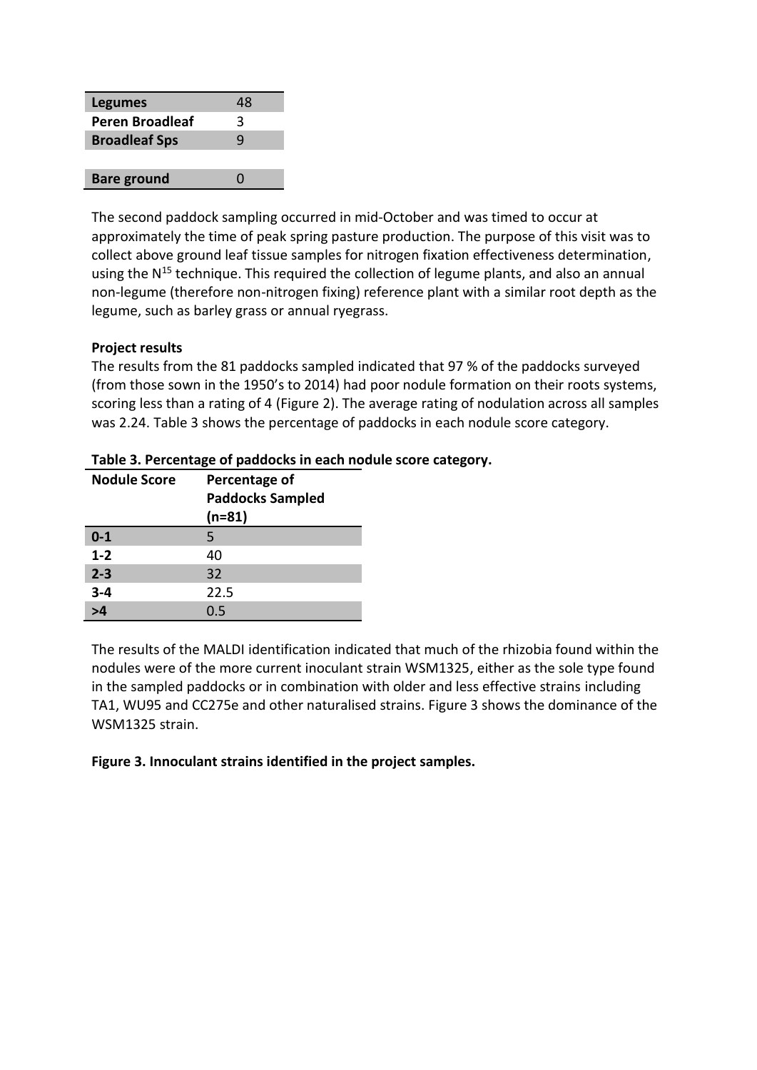| | |
|---|---|
| **Legumes** | 48 |
| **Peren Broadleaf** | 3 |
| **Broadleaf Sps** | 9 |
| | |
| **Bare ground** | 0 |

The second paddock sampling occurred in mid-October and was timed to occur at approximately the time of peak spring pasture production. The purpose of this visit was to collect above ground leaf tissue samples for nitrogen fixation effectiveness determination, using the $N^{15}$ technique. This required the collection of legume plants, and also an annual non-legume (therefore non-nitrogen fixing) reference plant with a similar root depth as the legume, such as barley grass or annual ryegrass.

**Project results**

The results from the 81 paddocks sampled indicated that 97 % of the paddocks surveyed (from those sown in the 1950's to 2014) had poor nodule formation on their roots systems, scoring less than a rating of 4 (Figure 2). The average rating of nodulation across all samples was 2.24. Table 3 shows the percentage of paddocks in each nodule score category.

**Table 3. Percentage of paddocks in each nodule score category.**

| Nodule Score | Percentage of Paddocks Sampled (n=81) |
|---|---|
| 0-1 | 5 |
| 1-2 | 40 |
| 2-3 | 32 |
| 3-4 | 22.5 |
| >4 | 0.5 |

The results of the MALDI identification indicated that much of the rhizobia found within the nodules were of the more current inoculant strain WSM1325, either as the sole type found in the sampled paddocks or in combination with older and less effective strains including TA1, WU95 and CC275e and other naturalised strains. Figure 3 shows the dominance of the WSM1325 strain.

**Figure 3. Innoculant strains identified in the project samples.**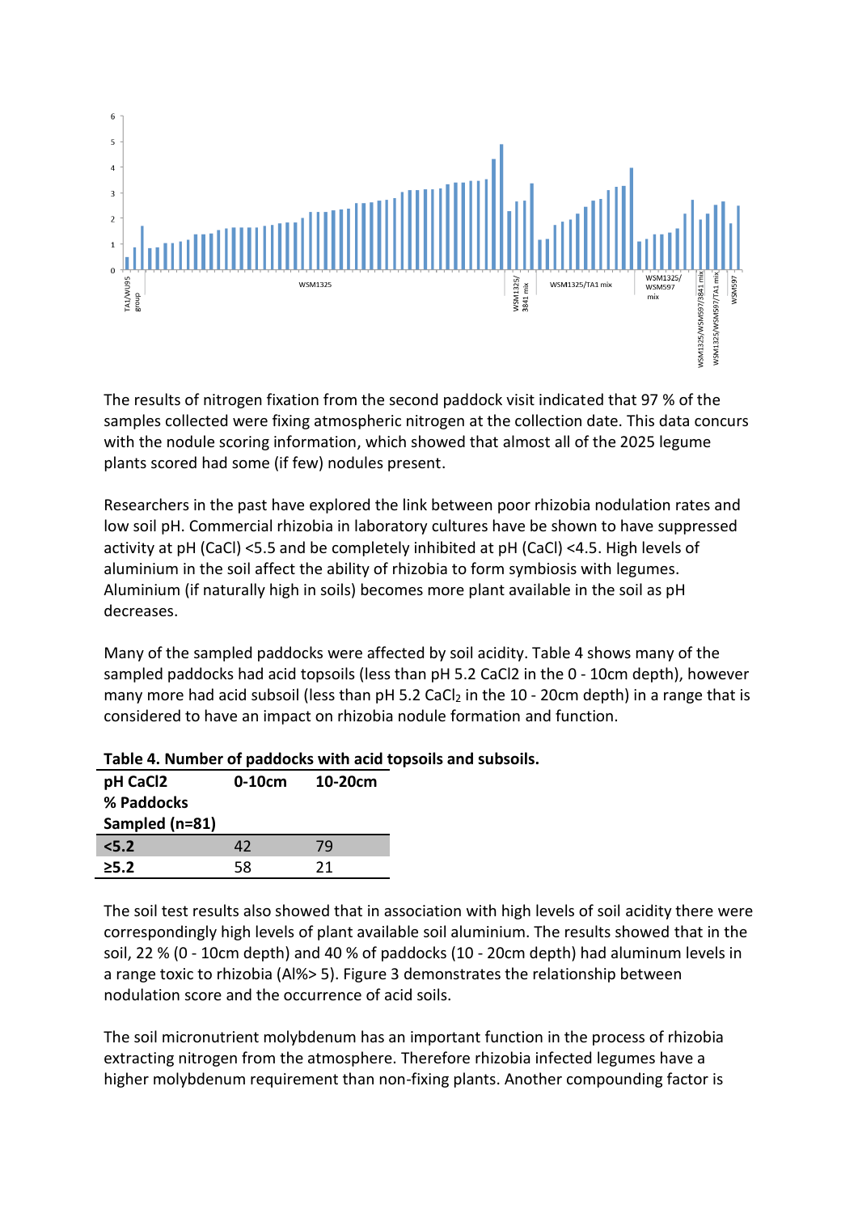The results of nitrogen fixation from the second paddock visit indicated that 97 % of the samples collected were fixing atmospheric nitrogen at the collection date. This data concurs with the nodule scoring information, which showed that almost all of the 2025 legume plants scored had some (if few) nodules present.

Researchers in the past have explored the link between poor rhizobia nodulation rates and low soil pH. Commercial rhizobia in laboratory cultures have be shown to have suppressed activity at pH (CaCl) <5.5 and be completely inhibited at pH (CaCl) <4.5. High levels of aluminium in the soil affect the ability of rhizobia to form symbiosis with legumes. Aluminium (if naturally high in soils) becomes more plant available in the soil as pH decreases.

Many of the sampled paddocks were affected by soil acidity. Table 4 shows many of the sampled paddocks had acid topsoils (less than pH 5.2 CaCl2 in the 0 - 10cm depth), however many more had acid subsoil (less than pH 5.2 $CaCl_2$ in the 10 - 20cm depth) in a range that is considered to have an impact on rhizobia nodule formation and function.

**Table 4. Number of paddocks with acid topsoils and subsoils.**

| pH CaCl2 % Paddocks Sampled (n=81) | 0-10cm | 10-20cm |
|---|---|---|
| <5.2 | 42 | 79 |
| ≥5.2 | 58 | 21 |

The soil test results also showed that in association with high levels of soil acidity there were correspondingly high levels of plant available soil aluminium. The results showed that in the soil, 22 % (0 - 10cm depth) and 40 % of paddocks (10 - 20cm depth) had aluminum levels in a range toxic to rhizobia (Al%> 5). Figure 3 demonstrates the relationship between nodulation score and the occurrence of acid soils.

The soil micronutrient molybdenum has an important function in the process of rhizobia extracting nitrogen from the atmosphere. Therefore rhizobia infected legumes have a higher molybdenum requirement than non-fixing plants. Another compounding factor is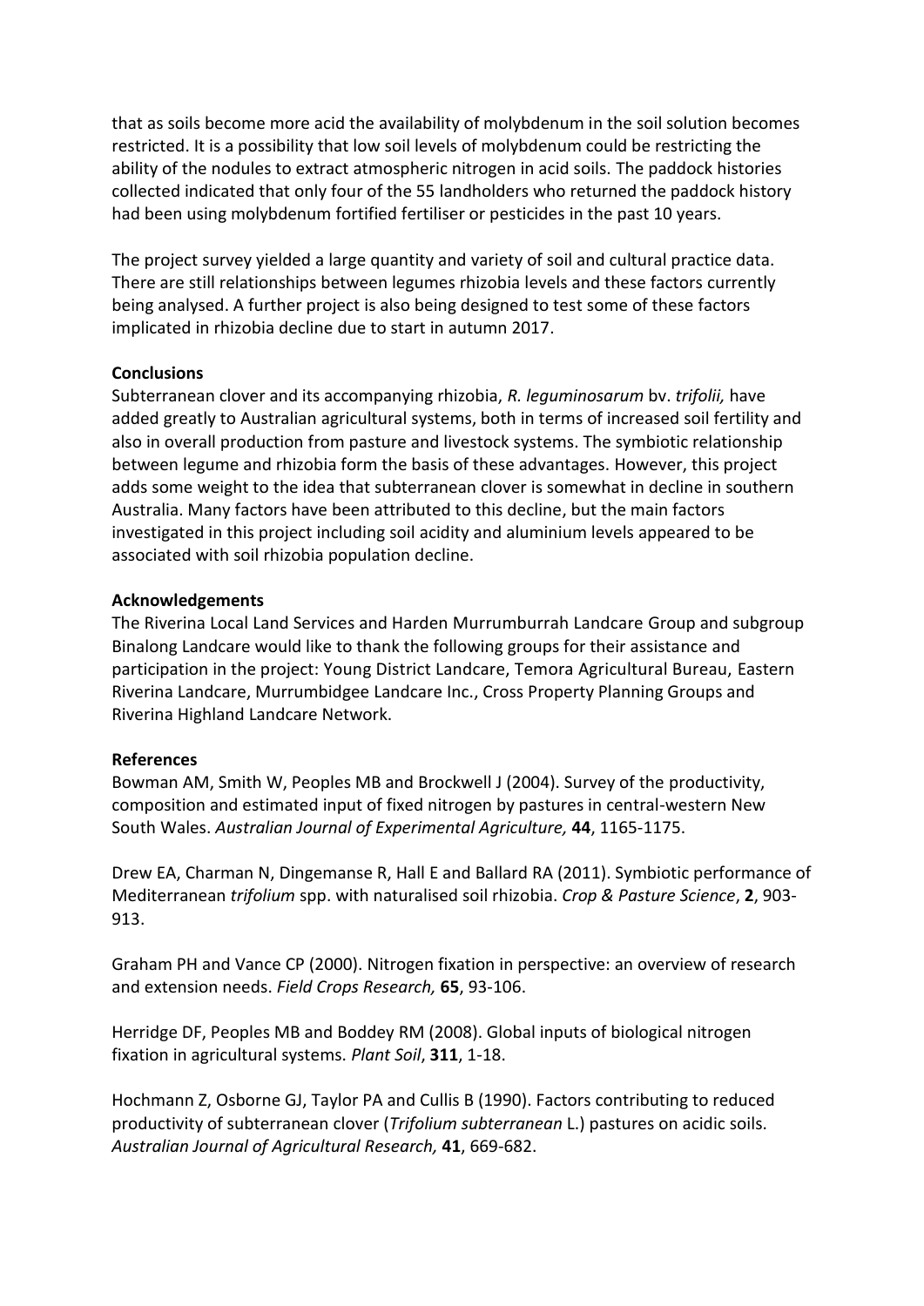that as soils become more acid the availability of molybdenum in the soil solution becomes restricted. It is a possibility that low soil levels of molybdenum could be restricting the ability of the nodules to extract atmospheric nitrogen in acid soils. The paddock histories collected indicated that only four of the 55 landholders who returned the paddock history had been using molybdenum fortified fertiliser or pesticides in the past 10 years.

The project survey yielded a large quantity and variety of soil and cultural practice data. There are still relationships between legumes rhizobia levels and these factors currently being analysed. A further project is also being designed to test some of these factors implicated in rhizobia decline due to start in autumn 2017.

**Conclusions**

Subterranean clover and its accompanying rhizobia, *R. leguminosarum* bv. *trifolii,* have added greatly to Australian agricultural systems, both in terms of increased soil fertility and also in overall production from pasture and livestock systems. The symbiotic relationship between legume and rhizobia form the basis of these advantages. However, this project adds some weight to the idea that subterranean clover is somewhat in decline in southern Australia. Many factors have been attributed to this decline, but the main factors investigated in this project including soil acidity and aluminium levels appeared to be associated with soil rhizobia population decline.

**Acknowledgements**

The Riverina Local Land Services and Harden Murrumburrah Landcare Group and subgroup Binalong Landcare would like to thank the following groups for their assistance and participation in the project: Young District Landcare, Temora Agricultural Bureau, Eastern Riverina Landcare, Murrumbidgee Landcare Inc., Cross Property Planning Groups and Riverina Highland Landcare Network.

**References**

Bowman AM, Smith W, Peoples MB and Brockwell J (2004). Survey of the productivity, composition and estimated input of fixed nitrogen by pastures in central-western New South Wales. *Australian Journal of Experimental Agriculture,* **44**, 1165-1175.

Drew EA, Charman N, Dingemanse R, Hall E and Ballard RA (2011). Symbiotic performance of Mediterranean *trifolium* spp. with naturalised soil rhizobia. *Crop & Pasture Science*, **2**, 903-913.

Graham PH and Vance CP (2000). Nitrogen fixation in perspective: an overview of research and extension needs. *Field Crops Research,* **65**, 93-106.

Herridge DF, Peoples MB and Boddey RM (2008). Global inputs of biological nitrogen fixation in agricultural systems. *Plant Soil*, **311**, 1-18.

Hochmann Z, Osborne GJ, Taylor PA and Cullis B (1990). Factors contributing to reduced productivity of subterranean clover (*Trifolium subterranean* L.) pastures on acidic soils. *Australian Journal of Agricultural Research,* **41**, 669-682.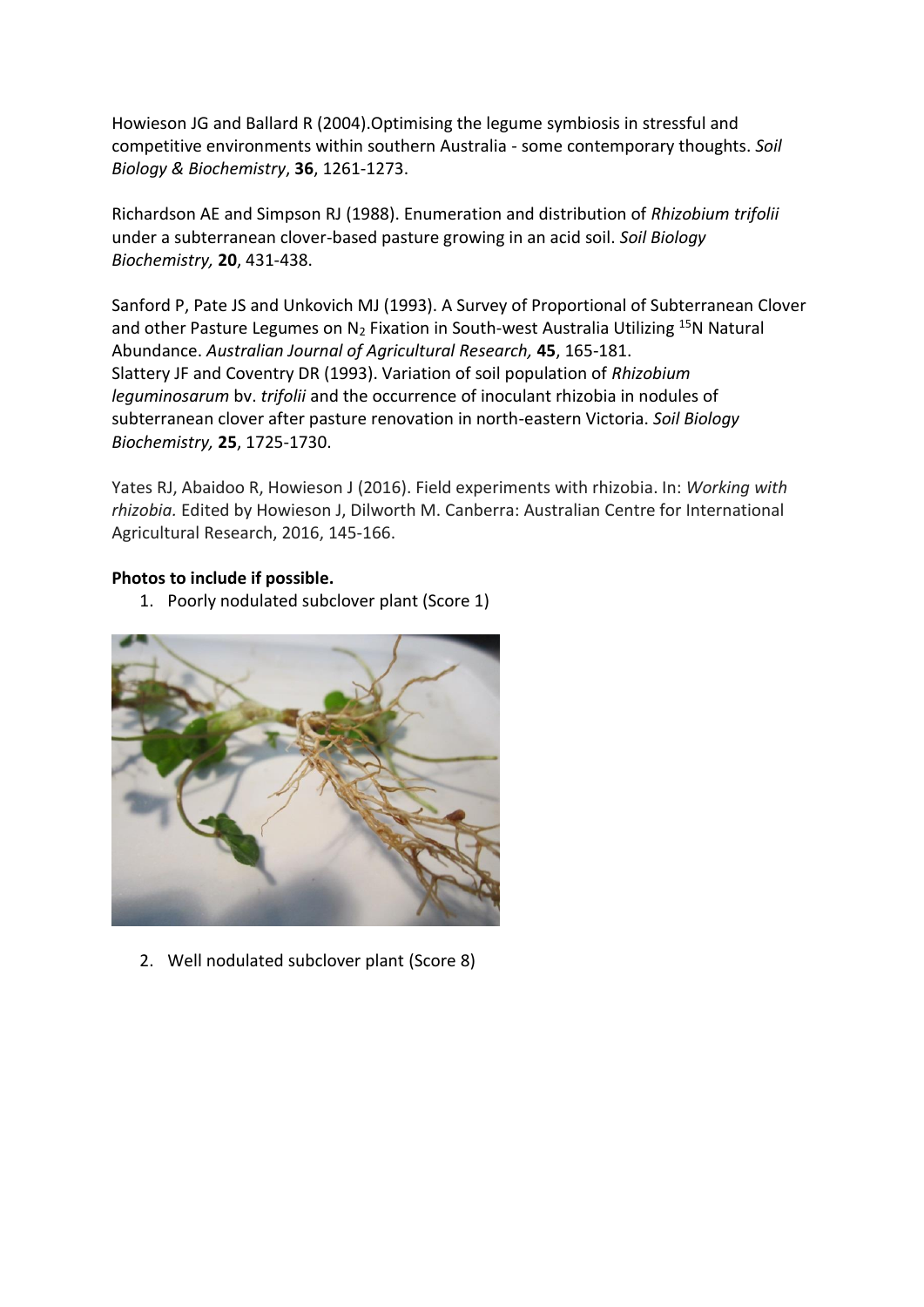Howieson JG and Ballard R (2004).Optimising the legume symbiosis in stressful and competitive environments within southern Australia - some contemporary thoughts. *Soil Biology & Biochemistry*, **36**, 1261-1273.

Richardson AE and Simpson RJ (1988). Enumeration and distribution of *Rhizobium trifolii* under a subterranean clover-based pasture growing in an acid soil. *Soil Biology Biochemistry,* **20**, 431-438.

Sanford P, Pate JS and Unkovich MJ (1993). A Survey of Proportional of Subterranean Clover and other Pasture Legumes on $N_2$ Fixation in South-west Australia Utilizing $^{15}N$ Natural Abundance. *Australian Journal of Agricultural Research,* **45**, 165-181.
Slattery JF and Coventry DR (1993). Variation of soil population of *Rhizobium leguminosarum* bv. *trifolii* and the occurrence of inoculant rhizobia in nodules of subterranean clover after pasture renovation in north-eastern Victoria. *Soil Biology Biochemistry,* **25**, 1725-1730.

Yates RJ, Abaidoo R, Howieson J (2016). Field experiments with rhizobia. In: *Working with rhizobia.* Edited by Howieson J, Dilworth M. Canberra: Australian Centre for International Agricultural Research, 2016, 145-166.

**Photos to include if possible.**

1. Poorly nodulated subclover plant (Score 1)

2. Well nodulated subclover plant (Score 8)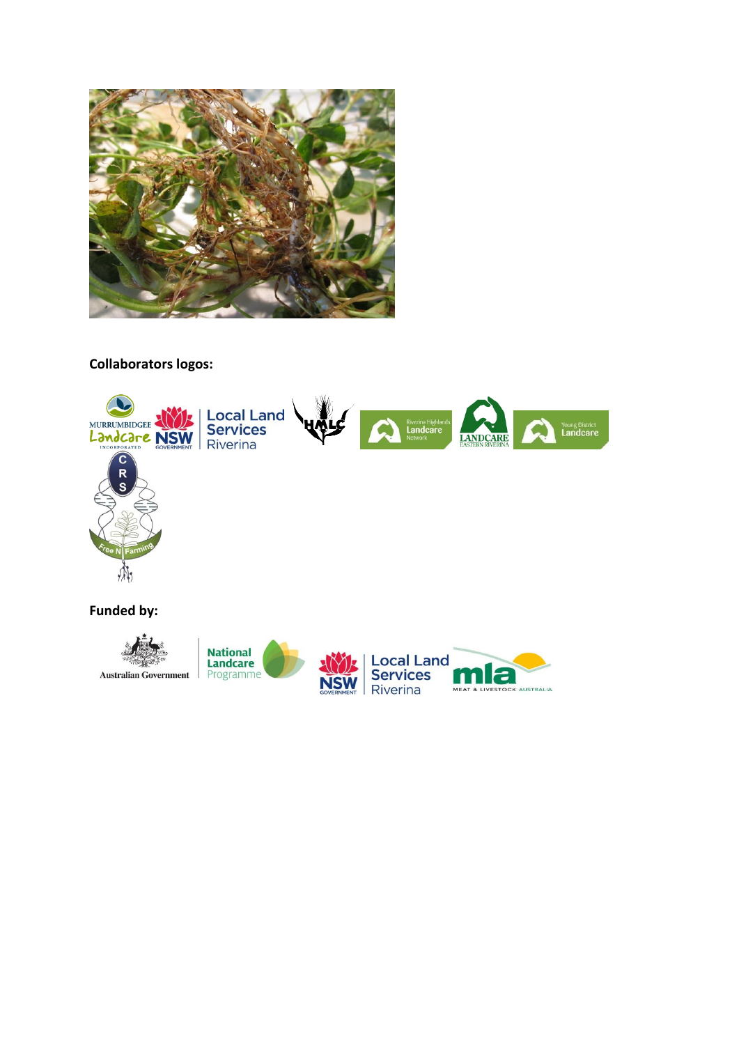**Collaborators logos:**

**Funded by:**